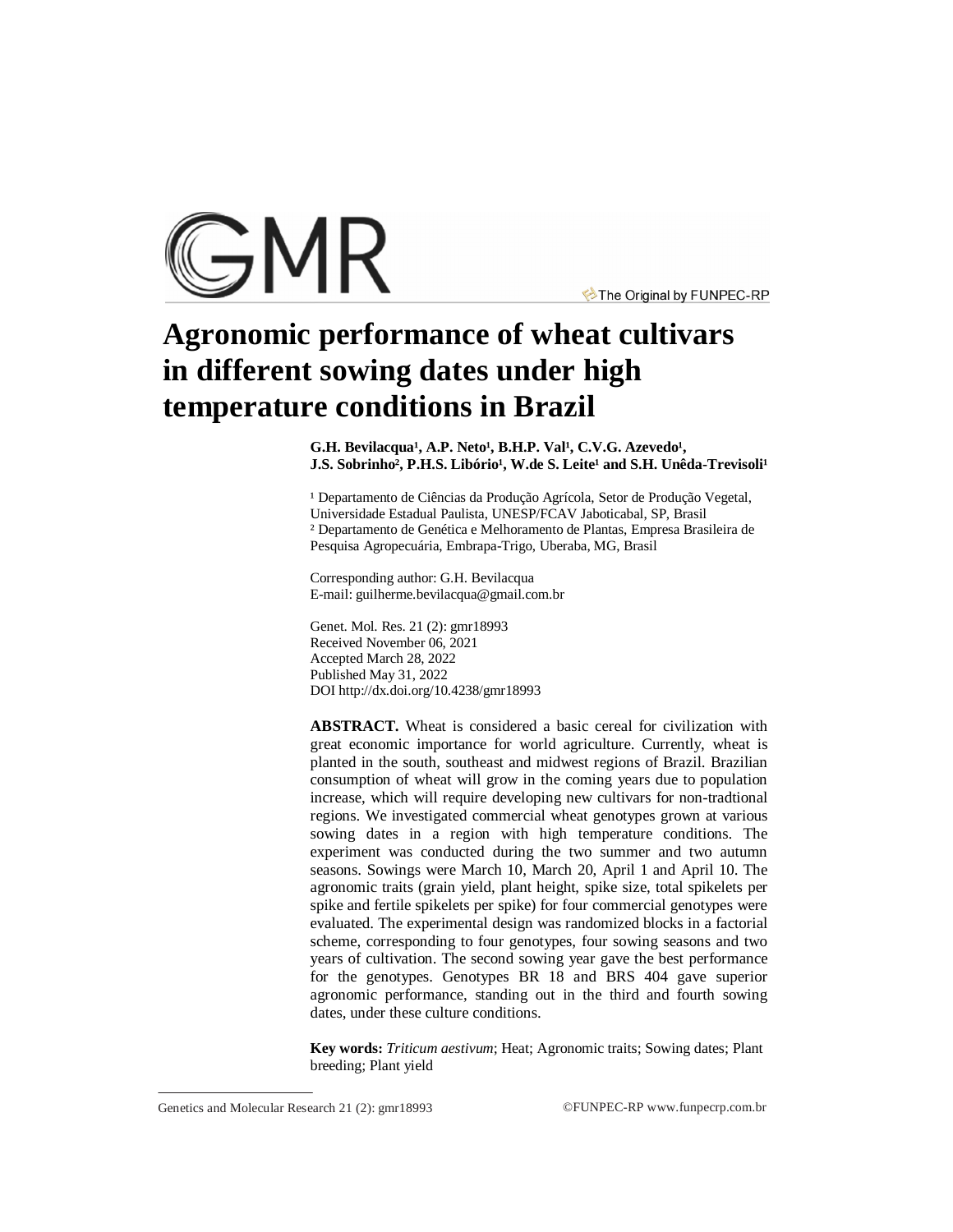# Agronomic performance of wheat cultivars in different sowing dates under high temperature conditions in Brazil

**G.H. Bevilacqua[1], A.P. Neto[1], B.H.P. Val[1], C.V.G. Azevedo[1], J.S. Sobrinho[2], P.H.S. Libório[1], W.de S. Leite[1] and S.H. Unêda-Trevisoli[1]**

[1] Departamento de Ciências da Produção Agrícola, Setor de Produção Vegetal, Universidade Estadual Paulista, UNESP/FCAV Jaboticabal, SP, Brasil
[2] Departamento de Genética e Melhoramento de Plantas, Empresa Brasileira de Pesquisa Agropecuária, Embrapa-Trigo, Uberaba, MG, Brasil

Corresponding author: G.H. Bevilacqua
E-mail: guilherme.bevilacqua@gmail.com.br

Genet. Mol. Res. 21 (2): gmr18993
Received November 06, 2021
Accepted March 28, 2022
Published May 31, 2022
DOI http://dx.doi.org/10.4238/gmr18993

**ABSTRACT.** Wheat is considered a basic cereal for civilization with great economic importance for world agriculture. Currently, wheat is planted in the south, southeast and midwest regions of Brazil. Brazilian consumption of wheat will grow in the coming years due to population increase, which will require developing new cultivars for non-tradtional regions. We investigated commercial wheat genotypes grown at various sowing dates in a region with high temperature conditions. The experiment was conducted during the two summer and two autumn seasons. Sowings were March 10, March 20, April 1 and April 10. The agronomic traits (grain yield, plant height, spike size, total spikelets per spike and fertile spikelets per spike) for four commercial genotypes were evaluated. The experimental design was randomized blocks in a factorial scheme, corresponding to four genotypes, four sowing seasons and two years of cultivation. The second sowing year gave the best performance for the genotypes. Genotypes BR 18 and BRS 404 gave superior agronomic performance, standing out in the third and fourth sowing dates, under these culture conditions.

**Key words:** *Triticum aestivum*; Heat; Agronomic traits; Sowing dates; Plant breeding; Plant yield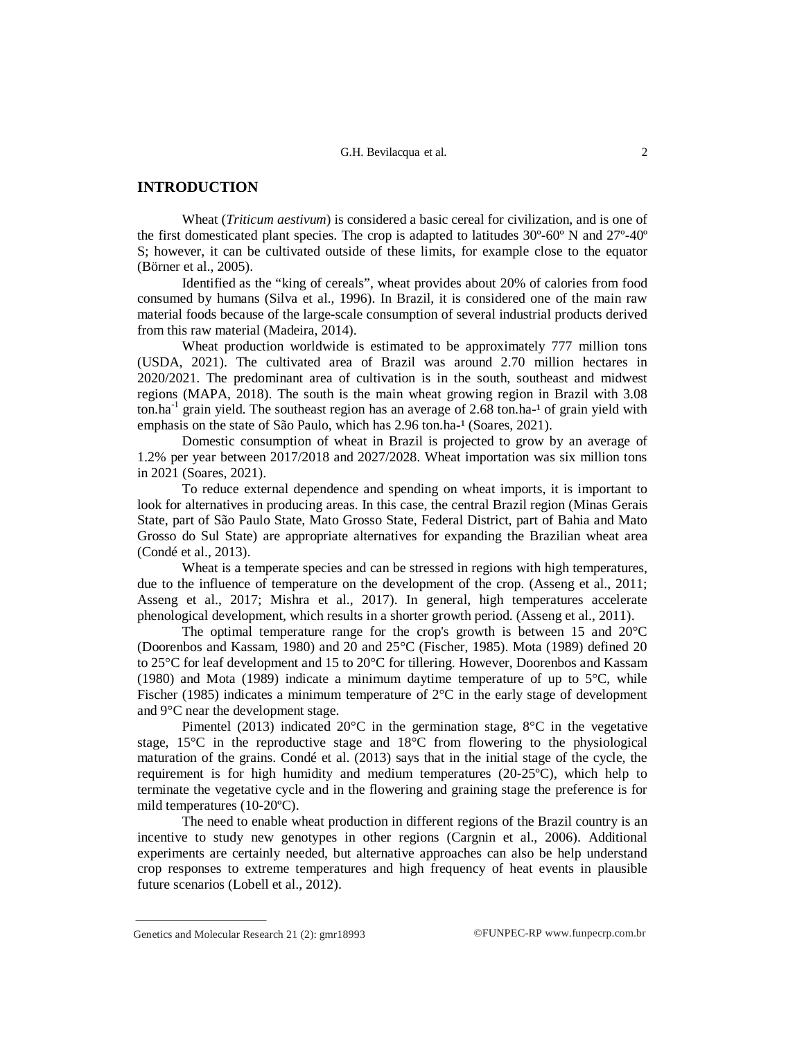## INTRODUCTION

Wheat (*Triticum aestivum*) is considered a basic cereal for civilization, and is one of the first domesticated plant species. The crop is adapted to latitudes 30º-60º N and 27º-40º S; however, it can be cultivated outside of these limits, for example close to the equator (Börner et al., 2005).

Identified as the "king of cereals", wheat provides about 20% of calories from food consumed by humans (Silva et al., 1996). In Brazil, it is considered one of the main raw material foods because of the large-scale consumption of several industrial products derived from this raw material (Madeira, 2014).

Wheat production worldwide is estimated to be approximately 777 million tons (USDA, 2021). The cultivated area of Brazil was around 2.70 million hectares in 2020/2021. The predominant area of cultivation is in the south, southeast and midwest regions (MAPA, 2018). The south is the main wheat growing region in Brazil with 3.08 $ton.ha^{-1}$ grain yield. The southeast region has an average of 2.68 $ton.ha^{-1}$ of grain yield with emphasis on the state of São Paulo, which has 2.96 $ton.ha^{-1}$ (Soares, 2021).

Domestic consumption of wheat in Brazil is projected to grow by an average of 1.2% per year between 2017/2018 and 2027/2028. Wheat importation was six million tons in 2021 (Soares, 2021).

To reduce external dependence and spending on wheat imports, it is important to look for alternatives in producing areas. In this case, the central Brazil region (Minas Gerais State, part of São Paulo State, Mato Grosso State, Federal District, part of Bahia and Mato Grosso do Sul State) are appropriate alternatives for expanding the Brazilian wheat area (Condé et al., 2013).

Wheat is a temperate species and can be stressed in regions with high temperatures, due to the influence of temperature on the development of the crop. (Asseng et al., 2011; Asseng et al., 2017; Mishra et al., 2017). In general, high temperatures accelerate phenological development, which results in a shorter growth period. (Asseng et al., 2011).

The optimal temperature range for the crop's growth is between 15 and 20°C (Doorenbos and Kassam, 1980) and 20 and 25°C (Fischer, 1985). Mota (1989) defined 20 to 25°C for leaf development and 15 to 20°C for tillering. However, Doorenbos and Kassam (1980) and Mota (1989) indicate a minimum daytime temperature of up to 5°C, while Fischer (1985) indicates a minimum temperature of 2°C in the early stage of development and 9°C near the development stage.

Pimentel (2013) indicated 20°C in the germination stage, 8°C in the vegetative stage, 15°C in the reproductive stage and 18°C from flowering to the physiological maturation of the grains. Condé et al. (2013) says that in the initial stage of the cycle, the requirement is for high humidity and medium temperatures (20-25ºC), which help to terminate the vegetative cycle and in the flowering and graining stage the preference is for mild temperatures (10-20ºC).

The need to enable wheat production in different regions of the Brazil country is an incentive to study new genotypes in other regions (Cargnin et al., 2006). Additional experiments are certainly needed, but alternative approaches can also be help understand crop responses to extreme temperatures and high frequency of heat events in plausible future scenarios (Lobell et al., 2012).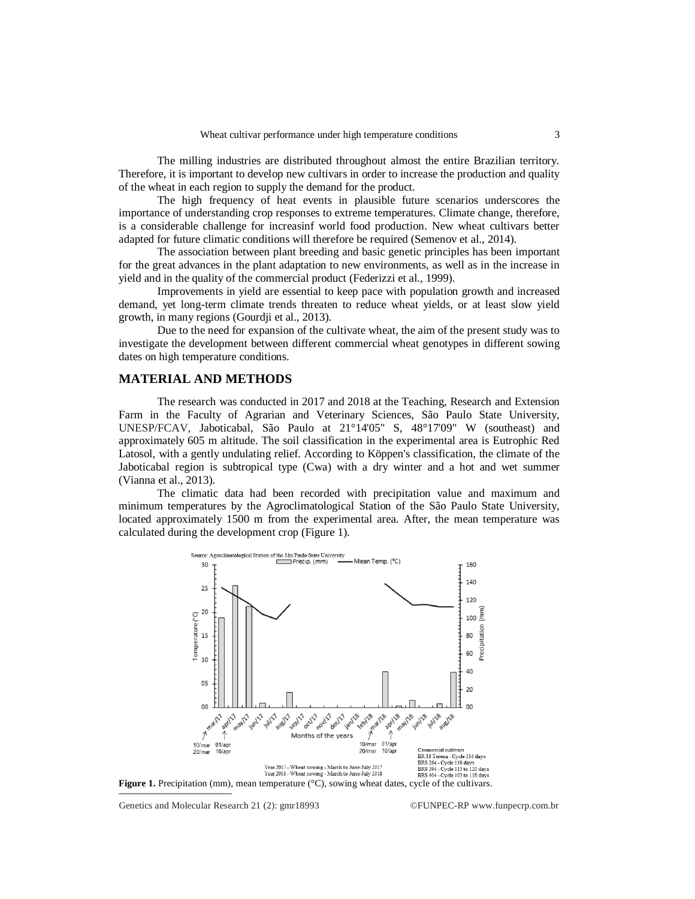The milling industries are distributed throughout almost the entire Brazilian territory. Therefore, it is important to develop new cultivars in order to increase the production and quality of the wheat in each region to supply the demand for the product.

The high frequency of heat events in plausible future scenarios underscores the importance of understanding crop responses to extreme temperatures. Climate change, therefore, is a considerable challenge for increasinf world food production. New wheat cultivars better adapted for future climatic conditions will therefore be required (Semenov et al., 2014).

The association between plant breeding and basic genetic principles has been important for the great advances in the plant adaptation to new environments, as well as in the increase in yield and in the quality of the commercial product (Federizzi et al., 1999).

Improvements in yield are essential to keep pace with population growth and increased demand, yet long-term climate trends threaten to reduce wheat yields, or at least slow yield growth, in many regions (Gourdji et al., 2013).

Due to the need for expansion of the cultivate wheat, the aim of the present study was to investigate the development between different commercial wheat genotypes in different sowing dates on high temperature conditions.

## MATERIAL AND METHODS

The research was conducted in 2017 and 2018 at the Teaching, Research and Extension Farm in the Faculty of Agrarian and Veterinary Sciences, São Paulo State University, UNESP/FCAV, Jaboticabal, São Paulo at 21°14'05" S, 48°17'09" W (southeast) and approximately 605 m altitude. The soil classification in the experimental area is Eutrophic Red Latosol, with a gently undulating relief. According to Köppen's classification, the climate of the Jaboticabal region is subtropical type (Cwa) with a dry winter and a hot and wet summer (Vianna et al., 2013).

The climatic data had been recorded with precipitation value and maximum and minimum temperatures by the Agroclimatological Station of the São Paulo State University, located approximately 1500 m from the experimental area. After, the mean temperature was calculated during the development crop (Figure 1).

**Figure 1.** Precipitation (mm), mean temperature (°C), sowing wheat dates, cycle of the cultivars.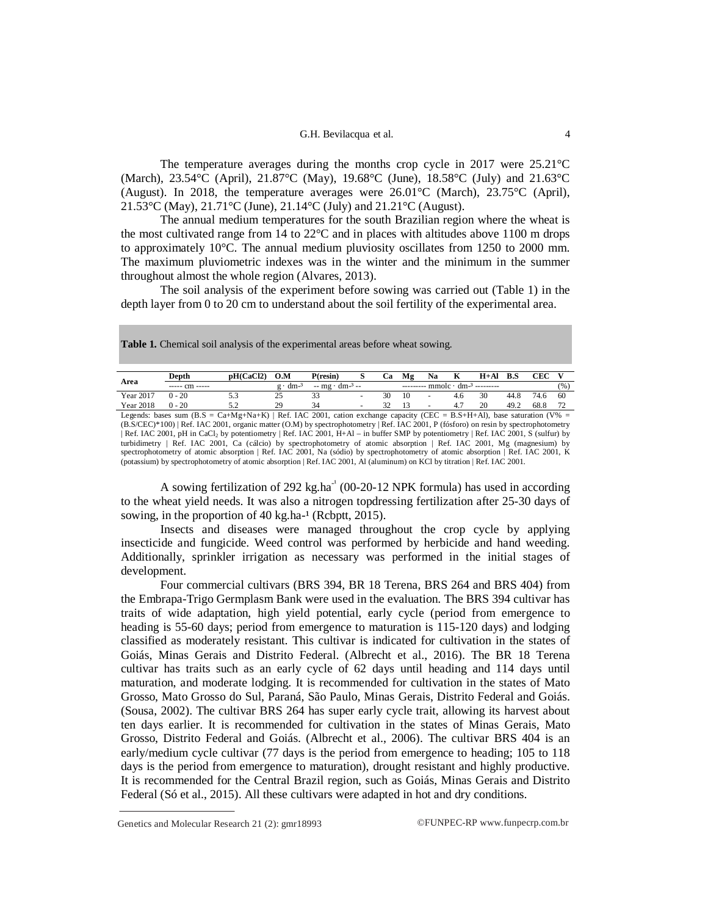The temperature averages during the months crop cycle in 2017 were 25.21°C (March), 23.54°C (April), 21.87°C (May), 19.68°C (June), 18.58°C (July) and 21.63°C (August). In 2018, the temperature averages were 26.01°C (March), 23.75°C (April), 21.53°C (May), 21.71°C (June), 21.14°C (July) and 21.21°C (August).

The annual medium temperatures for the south Brazilian region where the wheat is the most cultivated range from 14 to 22°C and in places with altitudes above 1100 m drops to approximately 10°C. The annual medium pluviosity oscillates from 1250 to 2000 mm. The maximum pluviometric indexes was in the winter and the minimum in the summer throughout almost the whole region (Alvares, 2013).

The soil analysis of the experiment before sowing was carried out (Table 1) in the depth layer from 0 to 20 cm to understand about the soil fertility of the experimental area.

**Table 1.** Chemical soil analysis of the experimental areas before wheat sowing.

| Area | Depth | pH(CaCl2) | O.M | P(resin) | S | Ca | Mg | Na | K | H+Al | B.S | CEC | V |
|---|---|---|---|---|---|---|---|---|---|---|---|---|---|
| | ----- cm ----- | | $g \cdot dm^{-3}$ | -- $mg \cdot dm^{-3}$ -- | | --------- $mmolc \cdot dm^{-3}$ --------- | | | | | | | (%) |
| Year 2017 | 0 - 20 | 5.3 | 25 | 33 | - | 30 | 10 | - | 4.6 | 30 | 44.8 | 74.6 | 60 |
| Year 2018 | 0 - 20 | 5.2 | 29 | 34 | - | 32 | 13 | - | 4.7 | 20 | 49.2 | 68.8 | 72 |

Legends: bases sum (B.S = Ca+Mg+Na+K) | Ref. IAC 2001, cation exchange capacity (CEC = B.S+H+Al), base saturation (V% = (B.S/CEC)*100) | Ref. IAC 2001, organic matter (O.M) by spectrophotometry | Ref. IAC 2001, P (fósforo) on resin by spectrophotometry | Ref. IAC 2001, pH in $CaCl_2$ by potentiometry | Ref. IAC 2001, H+Al – in buffer SMP by potentiometry | Ref. IAC 2001, S (sulfur) by turbidimetry | Ref. IAC 2001, Ca (cálcio) by spectrophotometry of atomic absorption | Ref. IAC 2001, Mg (magnesium) by spectrophotometry of atomic absorption | Ref. IAC 2001, Na (sódio) by spectrophotometry of atomic absorption | Ref. IAC 2001, K (potassium) by spectrophotometry of atomic absorption | Ref. IAC 2001, Al (aluminum) on KCl by titration | Ref. IAC 2001.

A sowing fertilization of 292 $kg.ha^{-1}$ (00-20-12 NPK formula) has used in according to the wheat yield needs. It was also a nitrogen topdressing fertilization after 25-30 days of sowing, in the proportion of 40 $kg.ha^{-1}$ (Rcbptt, 2015).

Insects and diseases were managed throughout the crop cycle by applying insecticide and fungicide. Weed control was performed by herbicide and hand weeding. Additionally, sprinkler irrigation as necessary was performed in the initial stages of development.

Four commercial cultivars (BRS 394, BR 18 Terena, BRS 264 and BRS 404) from the Embrapa-Trigo Germplasm Bank were used in the evaluation. The BRS 394 cultivar has traits of wide adaptation, high yield potential, early cycle (period from emergence to heading is 55-60 days; period from emergence to maturation is 115-120 days) and lodging classified as moderately resistant. This cultivar is indicated for cultivation in the states of Goiás, Minas Gerais and Distrito Federal. (Albrecht et al., 2016). The BR 18 Terena cultivar has traits such as an early cycle of 62 days until heading and 114 days until maturation, and moderate lodging. It is recommended for cultivation in the states of Mato Grosso, Mato Grosso do Sul, Paraná, São Paulo, Minas Gerais, Distrito Federal and Goiás. (Sousa, 2002). The cultivar BRS 264 has super early cycle trait, allowing its harvest about ten days earlier. It is recommended for cultivation in the states of Minas Gerais, Mato Grosso, Distrito Federal and Goiás. (Albrecht et al., 2006). The cultivar BRS 404 is an early/medium cycle cultivar (77 days is the period from emergence to heading; 105 to 118 days is the period from emergence to maturation), drought resistant and highly productive. It is recommended for the Central Brazil region, such as Goiás, Minas Gerais and Distrito Federal (Só et al., 2015). All these cultivars were adapted in hot and dry conditions.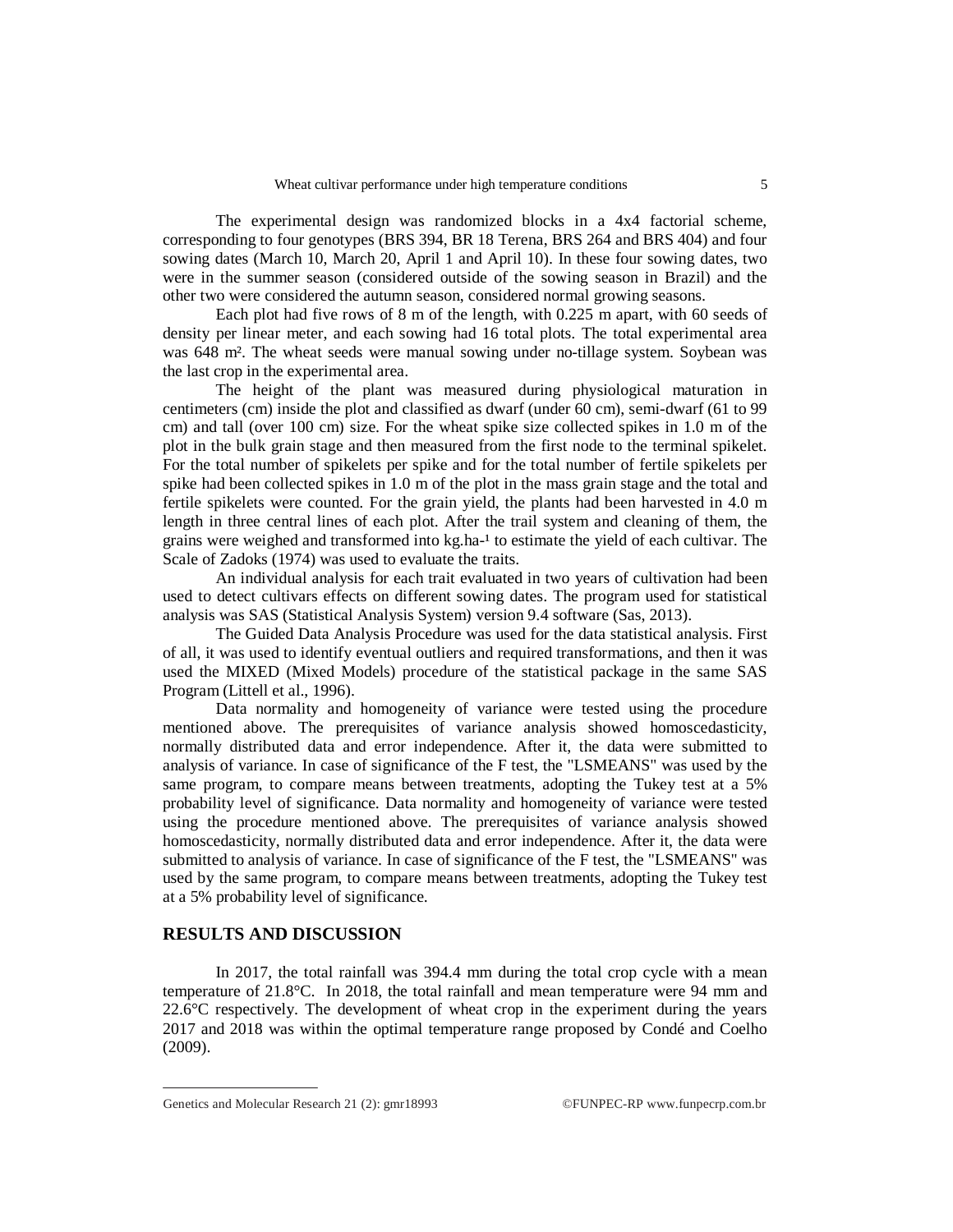The experimental design was randomized blocks in a 4x4 factorial scheme, corresponding to four genotypes (BRS 394, BR 18 Terena, BRS 264 and BRS 404) and four sowing dates (March 10, March 20, April 1 and April 10). In these four sowing dates, two were in the summer season (considered outside of the sowing season in Brazil) and the other two were considered the autumn season, considered normal growing seasons.

Each plot had five rows of 8 m of the length, with 0.225 m apart, with 60 seeds of density per linear meter, and each sowing had 16 total plots. The total experimental area was 648 $m^2$. The wheat seeds were manual sowing under no-tillage system. Soybean was the last crop in the experimental area.

The height of the plant was measured during physiological maturation in centimeters (cm) inside the plot and classified as dwarf (under 60 cm), semi-dwarf (61 to 99 cm) and tall (over 100 cm) size. For the wheat spike size collected spikes in 1.0 m of the plot in the bulk grain stage and then measured from the first node to the terminal spikelet. For the total number of spikelets per spike and for the total number of fertile spikelets per spike had been collected spikes in 1.0 m of the plot in the mass grain stage and the total and fertile spikelets were counted. For the grain yield, the plants had been harvested in 4.0 m length in three central lines of each plot. After the trail system and cleaning of them, the grains were weighed and transformed into $kg.ha^{-1}$ to estimate the yield of each cultivar. The Scale of Zadoks (1974) was used to evaluate the traits.

An individual analysis for each trait evaluated in two years of cultivation had been used to detect cultivars effects on different sowing dates. The program used for statistical analysis was SAS (Statistical Analysis System) version 9.4 software (Sas, 2013).

The Guided Data Analysis Procedure was used for the data statistical analysis. First of all, it was used to identify eventual outliers and required transformations, and then it was used the MIXED (Mixed Models) procedure of the statistical package in the same SAS Program (Littell et al., 1996).

Data normality and homogeneity of variance were tested using the procedure mentioned above. The prerequisites of variance analysis showed homoscedasticity, normally distributed data and error independence. After it, the data were submitted to analysis of variance. In case of significance of the F test, the "LSMEANS" was used by the same program, to compare means between treatments, adopting the Tukey test at a 5% probability level of significance. Data normality and homogeneity of variance were tested using the procedure mentioned above. The prerequisites of variance analysis showed homoscedasticity, normally distributed data and error independence. After it, the data were submitted to analysis of variance. In case of significance of the F test, the "LSMEANS" was used by the same program, to compare means between treatments, adopting the Tukey test at a 5% probability level of significance.

## RESULTS AND DISCUSSION

In 2017, the total rainfall was 394.4 mm during the total crop cycle with a mean temperature of 21.8°C. In 2018, the total rainfall and mean temperature were 94 mm and 22.6°C respectively. The development of wheat crop in the experiment during the years 2017 and 2018 was within the optimal temperature range proposed by Condé and Coelho (2009).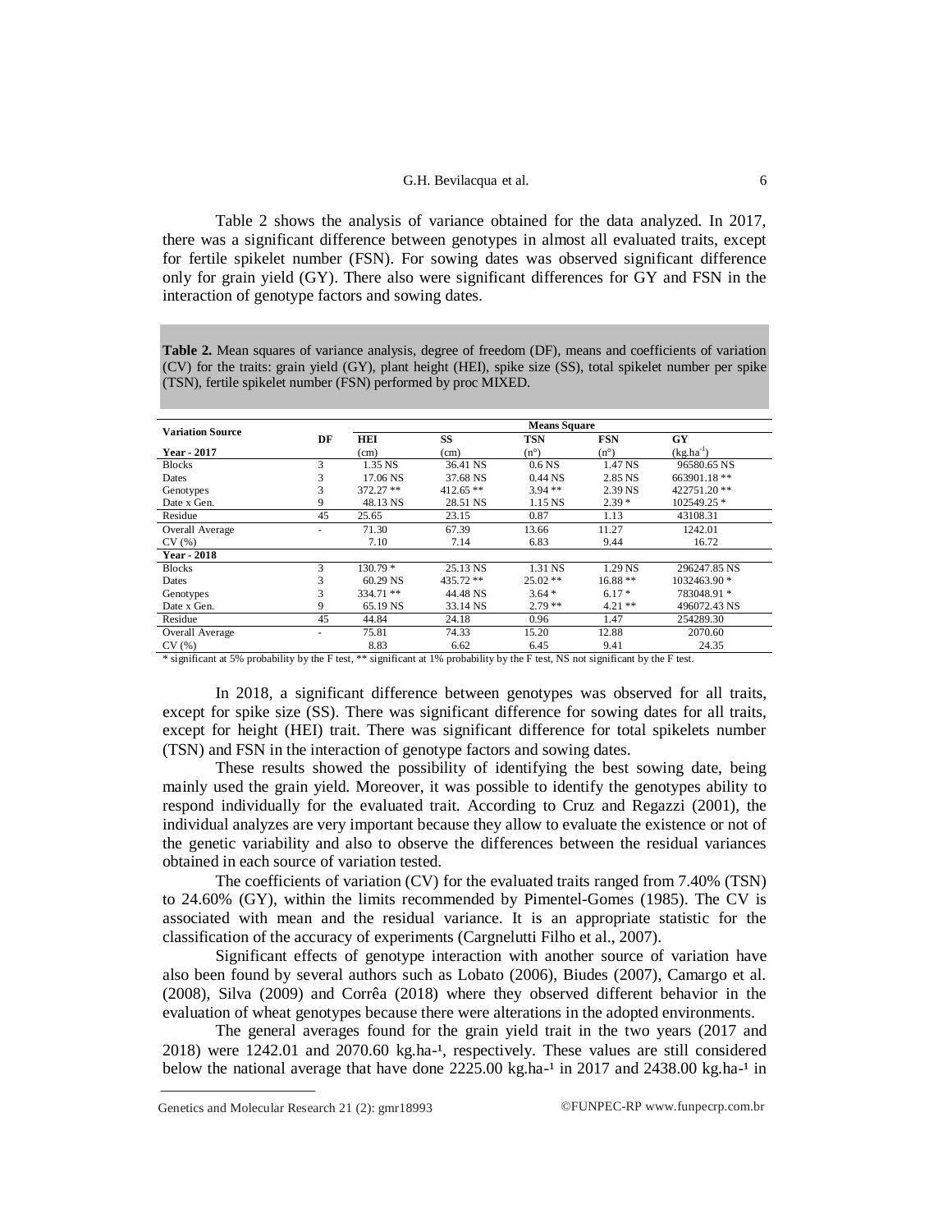Table 2 shows the analysis of variance obtained for the data analyzed. In 2017, there was a significant difference between genotypes in almost all evaluated traits, except for fertile spikelet number (FSN). For sowing dates was observed significant difference only for grain yield (GY). There also were significant differences for GY and FSN in the interaction of genotype factors and sowing dates.

**Table 2.** Mean squares of variance analysis, degree of freedom (DF), means and coefficients of variation (CV) for the traits: grain yield (GY), plant height (HEI), spike size (SS), total spikelet number per spike (TSN), fertile spikelet number (FSN) performed by proc MIXED.

| Variation Source | DF | Means Square | | | | |
|---|---|---|---|---|---|---|
| | | HEI | SS | TSN | FSN | GY |
| **Year - 2017** | | (cm) | (cm) | (n°) | (n°) | ($kg.ha^{-1}$) |
| Blocks | 3 | 1.35 NS | 36.41 NS | 0.6 NS | 1.47 NS | 96580.65 NS |
| Dates | 3 | 17.06 NS | 37.68 NS | 0.44 NS | 2.85 NS | 663901.18 ** |
| Genotypes | 3 | 372.27 ** | 412.65 ** | 3.94 ** | 2.39 NS | 422751.20 ** |
| Date x Gen. | 9 | 48.13 NS | 28.51 NS | 1.15 NS | 2.39 * | 102549.25 * |
| Residue | 45 | 25.65 | 23.15 | 0.87 | 1.13 | 43108.31 |
| Overall Average | - | 71.30 | 67.39 | 13.66 | 11.27 | 1242.01 |
| CV (%) | | 7.10 | 7.14 | 6.83 | 9.44 | 16.72 |
| **Year - 2018** | | | | | | |
| Blocks | 3 | 130.79 * | 25.13 NS | 1.31 NS | 1.29 NS | 296247.85 NS |
| Dates | 3 | 60.29 NS | 435.72 ** | 25.02 ** | 16.88 ** | 1032463.90 * |
| Genotypes | 3 | 334.71 ** | 44.48 NS | 3.64 * | 6.17 * | 783048.91 * |
| Date x Gen. | 9 | 65.19 NS | 33.14 NS | 2.79 ** | 4.21 ** | 496072.43 NS |
| Residue | 45 | 44.84 | 24.18 | 0.96 | 1.47 | 254289.30 |
| Overall Average | - | 75.81 | 74.33 | 15.20 | 12.88 | 2070.60 |
| CV (%) | | 8.83 | 6.62 | 6.45 | 9.41 | 24.35 |

* significant at 5% probability by the F test, ** significant at 1% probability by the F test, NS not significant by the F test.

In 2018, a significant difference between genotypes was observed for all traits, except for spike size (SS). There was significant difference for sowing dates for all traits, except for height (HEI) trait. There was significant difference for total spikelets number (TSN) and FSN in the interaction of genotype factors and sowing dates.

These results showed the possibility of identifying the best sowing date, being mainly used the grain yield. Moreover, it was possible to identify the genotypes ability to respond individually for the evaluated trait. According to Cruz and Regazzi (2001), the individual analyzes are very important because they allow to evaluate the existence or not of the genetic variability and also to observe the differences between the residual variances obtained in each source of variation tested.

The coefficients of variation (CV) for the evaluated traits ranged from 7.40% (TSN) to 24.60% (GY), within the limits recommended by Pimentel-Gomes (1985). The CV is associated with mean and the residual variance. It is an appropriate statistic for the classification of the accuracy of experiments (Cargnelutti Filho et al., 2007).

Significant effects of genotype interaction with another source of variation have also been found by several authors such as Lobato (2006), Biudes (2007), Camargo et al. (2008), Silva (2009) and Corrêa (2018) where they observed different behavior in the evaluation of wheat genotypes because there were alterations in the adopted environments.

The general averages found for the grain yield trait in the two years (2017 and 2018) were 1242.01 and 2070.60 $kg.ha^{-1}$, respectively. These values are still considered below the national average that have done 2225.00 $kg.ha^{-1}$ in 2017 and 2438.00 $kg.ha^{-1}$ in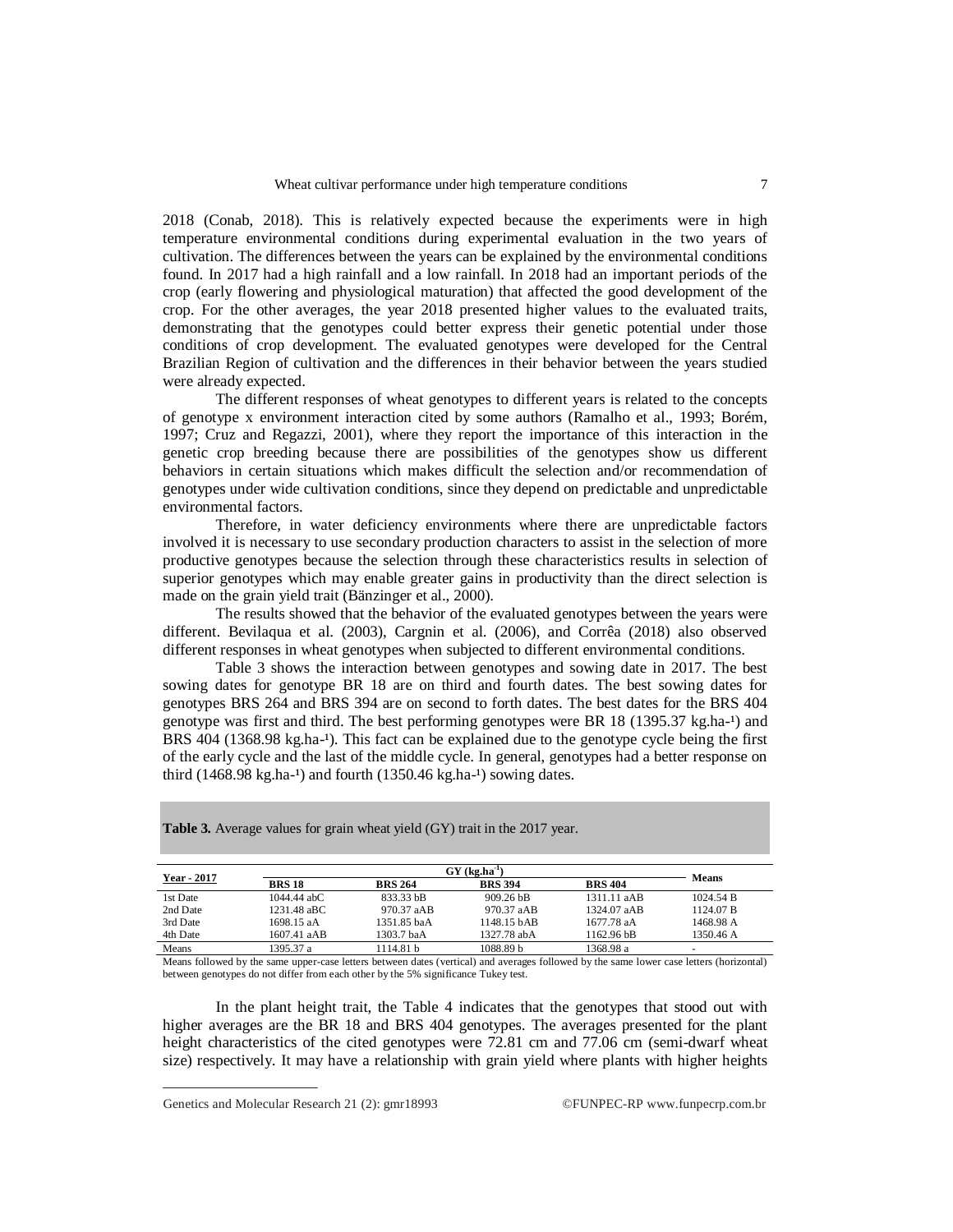2018 (Conab, 2018). This is relatively expected because the experiments were in high temperature environmental conditions during experimental evaluation in the two years of cultivation. The differences between the years can be explained by the environmental conditions found. In 2017 had a high rainfall and a low rainfall. In 2018 had an important periods of the crop (early flowering and physiological maturation) that affected the good development of the crop. For the other averages, the year 2018 presented higher values to the evaluated traits, demonstrating that the genotypes could better express their genetic potential under those conditions of crop development. The evaluated genotypes were developed for the Central Brazilian Region of cultivation and the differences in their behavior between the years studied were already expected.

The different responses of wheat genotypes to different years is related to the concepts of genotype x environment interaction cited by some authors (Ramalho et al., 1993; Borém, 1997; Cruz and Regazzi, 2001), where they report the importance of this interaction in the genetic crop breeding because there are possibilities of the genotypes show us different behaviors in certain situations which makes difficult the selection and/or recommendation of genotypes under wide cultivation conditions, since they depend on predictable and unpredictable environmental factors.

Therefore, in water deficiency environments where there are unpredictable factors involved it is necessary to use secondary production characters to assist in the selection of more productive genotypes because the selection through these characteristics results in selection of superior genotypes which may enable greater gains in productivity than the direct selection is made on the grain yield trait (Bänzinger et al., 2000).

The results showed that the behavior of the evaluated genotypes between the years were different. Bevilaqua et al. (2003), Cargnin et al. (2006), and Corrêa (2018) also observed different responses in wheat genotypes when subjected to different environmental conditions.

Table 3 shows the interaction between genotypes and sowing date in 2017. The best sowing dates for genotype BR 18 are on third and fourth dates. The best sowing dates for genotypes BRS 264 and BRS 394 are on second to forth dates. The best dates for the BRS 404 genotype was first and third. The best performing genotypes were BR 18 (1395.37 kg.ha-¹) and BRS 404 (1368.98 kg.ha-¹). This fact can be explained due to the genotype cycle being the first of the early cycle and the last of the middle cycle. In general, genotypes had a better response on third (1468.98 kg.ha-¹) and fourth (1350.46 kg.ha-¹) sowing dates.

**Table 3.** Average values for grain wheat yield (GY) trait in the 2017 year.

| Year - 2017 | GY (kg.ha$^{-1}$) | | | | Means |
|---|---|---|---|---|---|
| | **BRS 18** | **BRS 264** | **BRS 394** | **BRS 404** | |
| 1st Date | 1044.44 abC | 833.33 bB | 909.26 bB | 1311.11 aAB | 1024.54 B |
| 2nd Date | 1231.48 aBC | 970.37 aAB | 970.37 aAB | 1324.07 aAB | 1124.07 B |
| 3rd Date | 1698.15 aA | 1351.85 baA | 1148.15 bAB | 1677.78 aA | 1468.98 A |
| 4th Date | 1607.41 aAB | 1303.7 baA | 1327.78 abA | 1162.96 bB | 1350.46 A |
| Means | 1395.37 a | 1114.81 b | 1088.89 b | 1368.98 a | - |

Means followed by the same upper-case letters between dates (vertical) and averages followed by the same lower case letters (horizontal) between genotypes do not differ from each other by the 5% significance Tukey test.

In the plant height trait, the Table 4 indicates that the genotypes that stood out with higher averages are the BR 18 and BRS 404 genotypes. The averages presented for the plant height characteristics of the cited genotypes were 72.81 cm and 77.06 cm (semi-dwarf wheat size) respectively. It may have a relationship with grain yield where plants with higher heights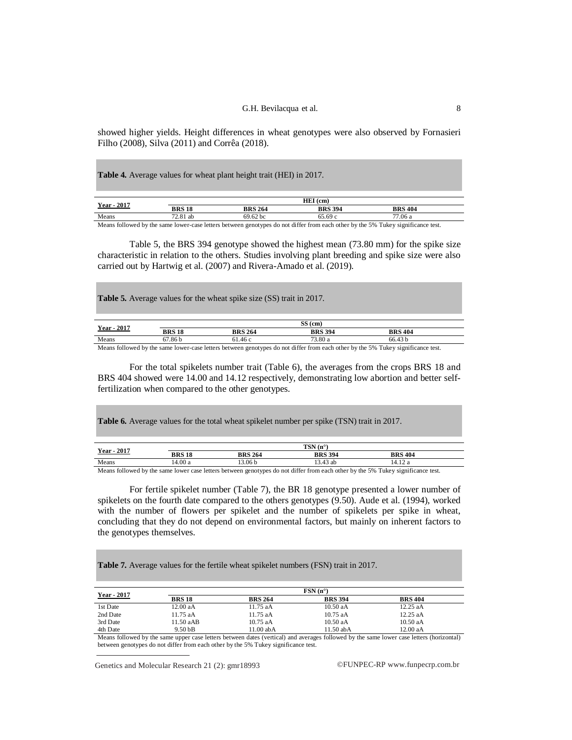showed higher yields. Height differences in wheat genotypes were also observed by Fornasieri Filho (2008), Silva (2011) and Corrêa (2018).

**Table 4.** Average values for wheat plant height trait (HEI) in 2017.

| Year - 2017 | HEI (cm) | | | |
|---|---|---|---|---|
| | **BRS 18** | **BRS 264** | **BRS 394** | **BRS 404** |
| Means | 72.81 ab | 69.62 bc | 65.69 c | 77.06 a |

Means followed by the same lower-case letters between genotypes do not differ from each other by the 5% Tukey significance test.

Table 5, the BRS 394 genotype showed the highest mean (73.80 mm) for the spike size characteristic in relation to the others. Studies involving plant breeding and spike size were also carried out by Hartwig et al. (2007) and Rivera-Amado et al. (2019).

**Table 5.** Average values for the wheat spike size (SS) trait in 2017.

| Year - 2017 | SS (cm) | | | |
|---|---|---|---|---|
| | **BRS 18** | **BRS 264** | **BRS 394** | **BRS 404** |
| Means | 67.86 b | 61.46 c | 73.80 a | 66.43 b |

Means followed by the same lower-case letters between genotypes do not differ from each other by the 5% Tukey significance test.

For the total spikelets number trait (Table 6), the averages from the crops BRS 18 and BRS 404 showed were 14.00 and 14.12 respectively, demonstrating low abortion and better self-fertilization when compared to the other genotypes.

**Table 6.** Average values for the total wheat spikelet number per spike (TSN) trait in 2017.

| Year - 2017 | TSN (n°) | | | |
|---|---|---|---|---|
| | **BRS 18** | **BRS 264** | **BRS 394** | **BRS 404** |
| Means | 14.00 a | 13.06 b | 13.43 ab | 14.12 a |

Means followed by the same lower case letters between genotypes do not differ from each other by the 5% Tukey significance test.

For fertile spikelet number (Table 7), the BR 18 genotype presented a lower number of spikelets on the fourth date compared to the others genotypes (9.50). Aude et al. (1994), worked with the number of flowers per spikelet and the number of spikelets per spike in wheat, concluding that they do not depend on environmental factors, but mainly on inherent factors to the genotypes themselves.

**Table 7.** Average values for the fertile wheat spikelet numbers (FSN) trait in 2017.

| Year - 2017 | FSN (n°) | | | |
|---|---|---|---|---|
| | **BRS 18** | **BRS 264** | **BRS 394** | **BRS 404** |
| 1st Date | 12.00 aA | 11.75 aA | 10.50 aA | 12.25 aA |
| 2nd Date | 11.75 aA | 11.75 aA | 10.75 aA | 12.25 aA |
| 3rd Date | 11.50 aAB | 10.75 aA | 10.50 aA | 10.50 aA |
| 4th Date | 9.50 bB | 11.00 abA | 11.50 abA | 12.00 aA |

Means followed by the same upper case letters between dates (vertical) and averages followed by the same lower case letters (horizontal) between genotypes do not differ from each other by the 5% Tukey significance test.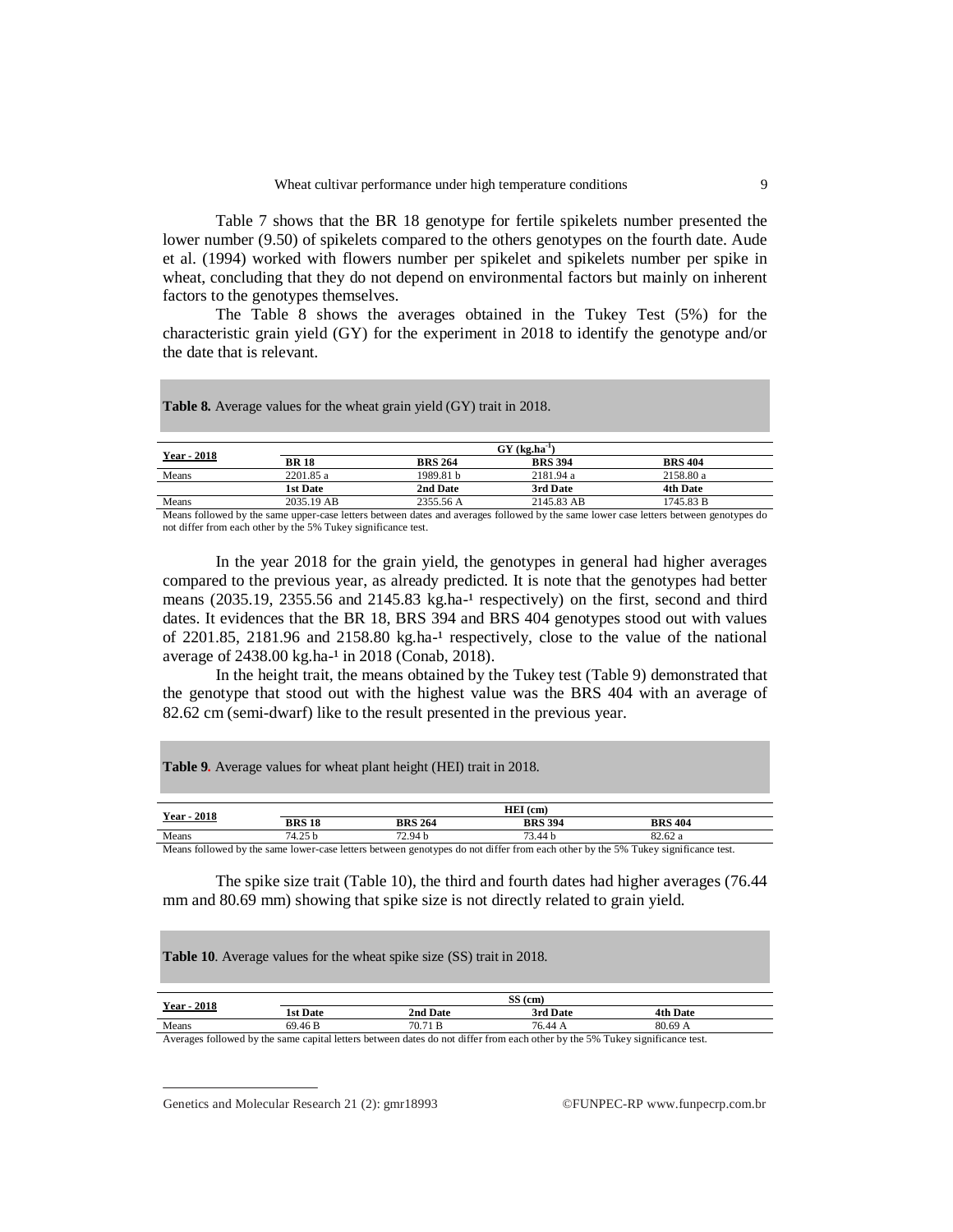Table 7 shows that the BR 18 genotype for fertile spikelets number presented the lower number (9.50) of spikelets compared to the others genotypes on the fourth date. Aude et al. (1994) worked with flowers number per spikelet and spikelets number per spike in wheat, concluding that they do not depend on environmental factors but mainly on inherent factors to the genotypes themselves.

The Table 8 shows the averages obtained in the Tukey Test (5%) for the characteristic grain yield (GY) for the experiment in 2018 to identify the genotype and/or the date that is relevant.

**Table 8.** Average values for the wheat grain yield (GY) trait in 2018.

| Year - 2018 | GY (kg.ha$^{-1}$) | | | |
|---|---|---|---|---|
| | **BR 18** | **BRS 264** | **BRS 394** | **BRS 404** |
| Means | 2201.85 a | 1989.81 b | 2181.94 a | 2158.80 a |
| | **1st Date** | **2nd Date** | **3rd Date** | **4th Date** |
| Means | 2035.19 AB | 2355.56 A | 2145.83 AB | 1745.83 B |

Means followed by the same upper-case letters between dates and averages followed by the same lower case letters between genotypes do not differ from each other by the 5% Tukey significance test.

In the year 2018 for the grain yield, the genotypes in general had higher averages compared to the previous year, as already predicted. It is note that the genotypes had better means (2035.19, 2355.56 and 2145.83 kg.ha$^{-1}$ respectively) on the first, second and third dates. It evidences that the BR 18, BRS 394 and BRS 404 genotypes stood out with values of 2201.85, 2181.96 and 2158.80 kg.ha$^{-1}$ respectively, close to the value of the national average of 2438.00 kg.ha$^{-1}$ in 2018 (Conab, 2018).

In the height trait, the means obtained by the Tukey test (Table 9) demonstrated that the genotype that stood out with the highest value was the BRS 404 with an average of 82.62 cm (semi-dwarf) like to the result presented in the previous year.

**Table 9.** Average values for wheat plant height (HEI) trait in 2018.

| Year - 2018 | HEI (cm) | | | |
|---|---|---|---|---|
| | **BRS 18** | **BRS 264** | **BRS 394** | **BRS 404** |
| Means | 74.25 b | 72.94 b | 73.44 b | 82.62 a |

Means followed by the same lower-case letters between genotypes do not differ from each other by the 5% Tukey significance test.

The spike size trait (Table 10), the third and fourth dates had higher averages (76.44 mm and 80.69 mm) showing that spike size is not directly related to grain yield.

**Table 10**. Average values for the wheat spike size (SS) trait in 2018.

| Year - 2018 | SS (cm) | | | |
|---|---|---|---|---|
| | **1st Date** | **2nd Date** | **3rd Date** | **4th Date** |
| Means | 69.46 B | 70.71 B | 76.44 A | 80.69 A |

Averages followed by the same capital letters between dates do not differ from each other by the 5% Tukey significance test.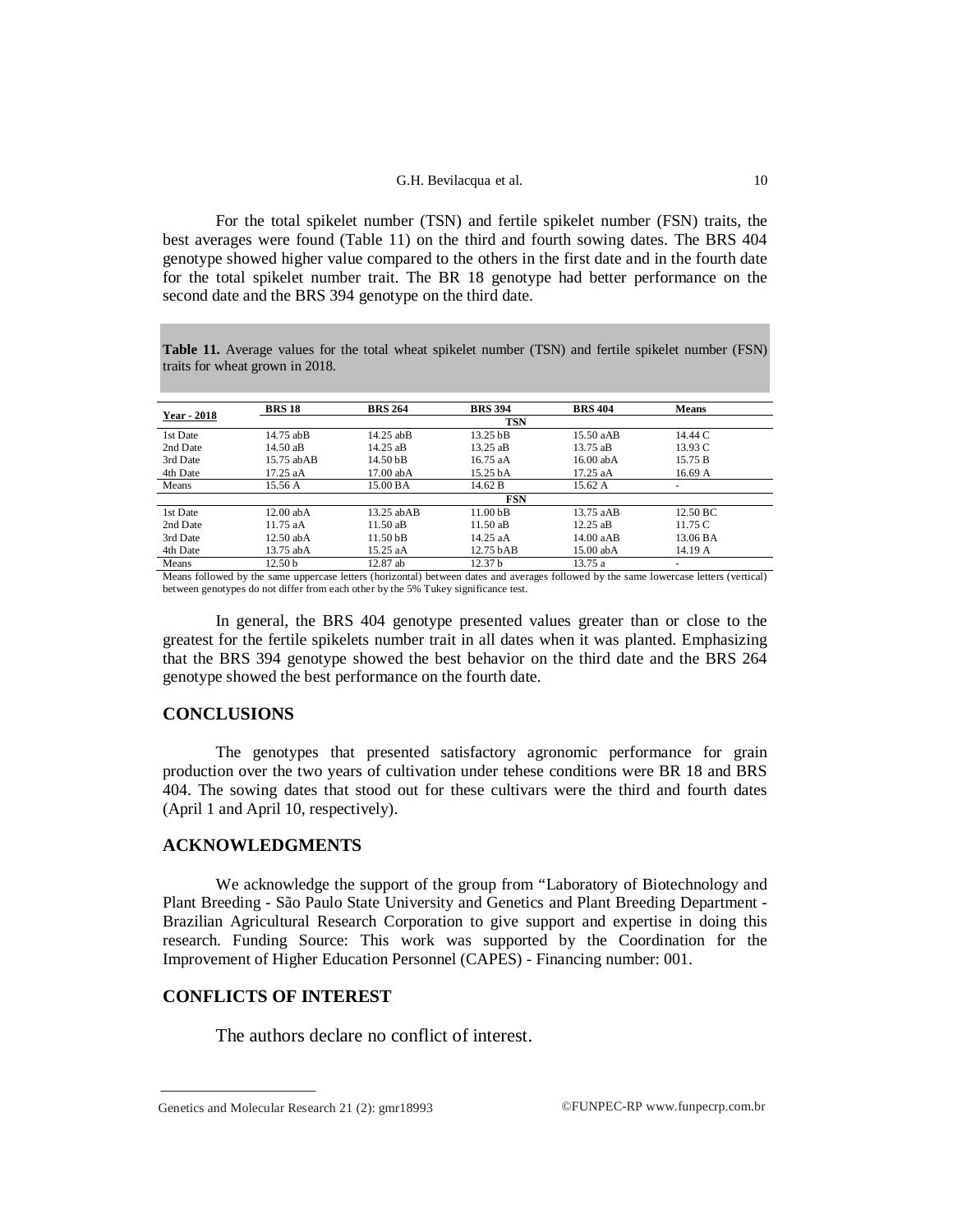For the total spikelet number (TSN) and fertile spikelet number (FSN) traits, the best averages were found (Table 11) on the third and fourth sowing dates. The BRS 404 genotype showed higher value compared to the others in the first date and in the fourth date for the total spikelet number trait. The BR 18 genotype had better performance on the second date and the BRS 394 genotype on the third date.

**Table 11.** Average values for the total wheat spikelet number (TSN) and fertile spikelet number (FSN) traits for wheat grown in 2018.

| Year - 2018 | BRS 18 | BRS 264 | BRS 394 | BRS 404 | Means |
|---|---|---|---|---|---|
| | | | TSN | | |
| 1st Date | 14.75 abB | 14.25 abB | 13.25 bB | 15.50 aAB | 14.44 C |
| 2nd Date | 14.50 aB | 14.25 aB | 13.25 aB | 13.75 aB | 13.93 C |
| 3rd Date | 15.75 abAB | 14.50 bB | 16.75 aA | 16.00 abA | 15.75 B |
| 4th Date | 17.25 aA | 17.00 abA | 15.25 bA | 17.25 aA | 16.69 A |
| Means | 15.56 A | 15.00 BA | 14.62 B | 15.62 A | - |
| | | | FSN | | |
| 1st Date | 12.00 abA | 13.25 abAB | 11.00 bB | 13.75 aAB | 12.50 BC |
| 2nd Date | 11.75 aA | 11.50 aB | 11.50 aB | 12.25 aB | 11.75 C |
| 3rd Date | 12.50 abA | 11.50 bB | 14.25 aA | 14.00 aAB | 13.06 BA |
| 4th Date | 13.75 abA | 15.25 aA | 12.75 bAB | 15.00 abA | 14.19 A |
| Means | 12.50 b | 12.87 ab | 12.37 b | 13.75 a | - |

Means followed by the same uppercase letters (horizontal) between dates and averages followed by the same lowercase letters (vertical) between genotypes do not differ from each other by the 5% Tukey significance test.

In general, the BRS 404 genotype presented values greater than or close to the greatest for the fertile spikelets number trait in all dates when it was planted. Emphasizing that the BRS 394 genotype showed the best behavior on the third date and the BRS 264 genotype showed the best performance on the fourth date.

## CONCLUSIONS

The genotypes that presented satisfactory agronomic performance for grain production over the two years of cultivation under tehese conditions were BR 18 and BRS 404. The sowing dates that stood out for these cultivars were the third and fourth dates (April 1 and April 10, respectively).

## ACKNOWLEDGMENTS

We acknowledge the support of the group from "Laboratory of Biotechnology and Plant Breeding - São Paulo State University and Genetics and Plant Breeding Department - Brazilian Agricultural Research Corporation to give support and expertise in doing this research. Funding Source: This work was supported by the Coordination for the Improvement of Higher Education Personnel (CAPES) - Financing number: 001.

## CONFLICTS OF INTEREST

The authors declare no conflict of interest.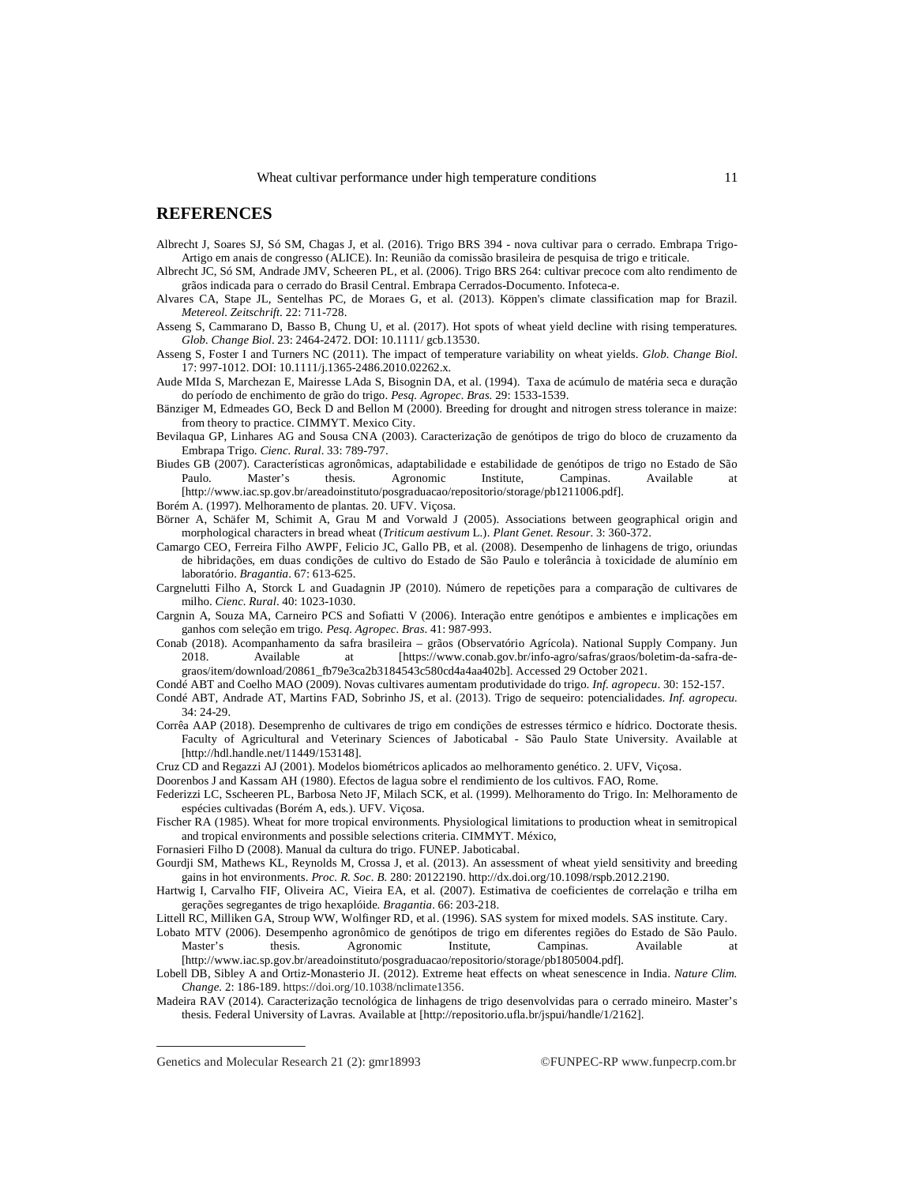## REFERENCES

Albrecht J, Soares SJ, Só SM, Chagas J, et al. (2016). Trigo BRS 394 - nova cultivar para o cerrado. Embrapa Trigo-Artigo em anais de congresso (ALICE). In: Reunião da comissão brasileira de pesquisa de trigo e triticale.

Albrecht JC, Só SM, Andrade JMV, Scheeren PL, et al. (2006). Trigo BRS 264: cultivar precoce com alto rendimento de grãos indicada para o cerrado do Brasil Central. Embrapa Cerrados-Documento. Infoteca-e.

Alvares CA, Stape JL, Sentelhas PC, de Moraes G, et al. (2013). Köppen's climate classification map for Brazil. *Metereol. Zeitschrift.* 22: 711-728.

Asseng S, Cammarano D, Basso B, Chung U, et al. (2017). Hot spots of wheat yield decline with rising temperatures. *Glob. Change Biol*. 23: 2464-2472. DOI: 10.1111/ gcb.13530.

Asseng S, Foster I and Turners NC (2011). The impact of temperature variability on wheat yields. *Glob. Change Biol.* 17: 997-1012. DOI: 10.1111/j.1365-2486.2010.02262.x.

Aude MIda S, Marchezan E, Mairesse LAda S, Bisognin DA, et al. (1994). Taxa de acúmulo de matéria seca e duração do período de enchimento de grão do trigo. *Pesq. Agropec. Bras.* 29: 1533-1539.

Bänziger M, Edmeades GO, Beck D and Bellon M (2000). Breeding for drought and nitrogen stress tolerance in maize: from theory to practice. CIMMYT. Mexico City.

Bevilaqua GP, Linhares AG and Sousa CNA (2003). Caracterização de genótipos de trigo do bloco de cruzamento da Embrapa Trigo. *Cienc. Rural*. 33: 789-797.

Biudes GB (2007). Características agronômicas, adaptabilidade e estabilidade de genótipos de trigo no Estado de São Paulo. Master's thesis. Agronomic Institute, Campinas. Available at [http://www.iac.sp.gov.br/areadoinstituto/posgraduacao/repositorio/storage/pb1211006.pdf].

Borém A. (1997). Melhoramento de plantas. 20. UFV. Viçosa.

Börner A, Schäfer M, Schimit A, Grau M and Vorwald J (2005). Associations between geographical origin and morphological characters in bread wheat (*Triticum aestivum* L.). *Plant Genet. Resour*. 3: 360-372.

Camargo CEO, Ferreira Filho AWPF, Felicio JC, Gallo PB, et al. (2008). Desempenho de linhagens de trigo, oriundas de hibridações, em duas condições de cultivo do Estado de São Paulo e tolerância à toxicidade de alumínio em laboratório. *Bragantia*. 67: 613-625.

Cargnelutti Filho A, Storck L and Guadagnin JP (2010). Número de repetições para a comparação de cultivares de milho. *Cienc. Rural*. 40: 1023-1030.

Cargnin A, Souza MA, Carneiro PCS and Sofiatti V (2006). Interação entre genótipos e ambientes e implicações em ganhos com seleção em trigo. *Pesq. Agropec. Bras*. 41: 987-993.

Conab (2018). Acompanhamento da safra brasileira – grãos (Observatório Agrícola). National Supply Company. Jun 2018. Available at [https://www.conab.gov.br/info-agro/safras/graos/boletim-da-safra-de-graos/item/download/20861_fb79e3ca2b3184543c580cd4a4aa402b]. Accessed 29 October 2021.

Condé ABT and Coelho MAO (2009). Novas cultivares aumentam produtividade do trigo. *Inf. agropecu*. 30: 152-157.

Condé ABT, Andrade AT, Martins FAD, Sobrinho JS, et al. (2013). Trigo de sequeiro: potencialidades. *Inf. agropecu.* 34: 24-29.

Corrêa AAP (2018). Desemprenho de cultivares de trigo em condições de estresses térmico e hídrico. Doctorate thesis. Faculty of Agricultural and Veterinary Sciences of Jaboticabal - São Paulo State University. Available at [http://hdl.handle.net/11449/153148].

Cruz CD and Regazzi AJ (2001). Modelos biométricos aplicados ao melhoramento genético. 2. UFV, Viçosa.

Doorenbos J and Kassam AH (1980). Efectos de lagua sobre el rendimiento de los cultivos. FAO, Rome.

Federizzi LC, Sscheeren PL, Barbosa Neto JF, Milach SCK, et al. (1999). Melhoramento do Trigo. In: Melhoramento de espécies cultivadas (Borém A, eds.). UFV. Viçosa.

Fischer RA (1985). Wheat for more tropical environments. Physiological limitations to production wheat in semitropical and tropical environments and possible selections criteria. CIMMYT. México,

Fornasieri Filho D (2008). Manual da cultura do trigo. FUNEP. Jaboticabal.

Gourdji SM, Mathews KL, Reynolds M, Crossa J, et al. (2013). An assessment of wheat yield sensitivity and breeding gains in hot environments. *Proc. R. Soc. B.* 280: 20122190. http://dx.doi.org/10.1098/rspb.2012.2190.

Hartwig I, Carvalho FIF, Oliveira AC, Vieira EA, et al. (2007). Estimativa de coeficientes de correlação e trilha em gerações segregantes de trigo hexaplóide. *Bragantia*. 66: 203-218.

Littell RC, Milliken GA, Stroup WW, Wolfinger RD, et al. (1996). SAS system for mixed models. SAS institute. Cary.

Lobato MTV (2006). Desempenho agronômico de genótipos de trigo em diferentes regiões do Estado de São Paulo. Master's thesis. Agronomic Institute, Campinas. Available at [http://www.iac.sp.gov.br/areadoinstituto/posgraduacao/repositorio/storage/pb1805004.pdf].

Lobell DB, Sibley A and Ortiz-Monasterio JI. (2012). Extreme heat effects on wheat senescence in India. *Nature Clim. Change*. 2: 186-189. https://doi.org/10.1038/nclimate1356.

Madeira RAV (2014). Caracterização tecnológica de linhagens de trigo desenvolvidas para o cerrado mineiro. Master's thesis. Federal University of Lavras. Available at [http://repositorio.ufla.br/jspui/handle/1/2162].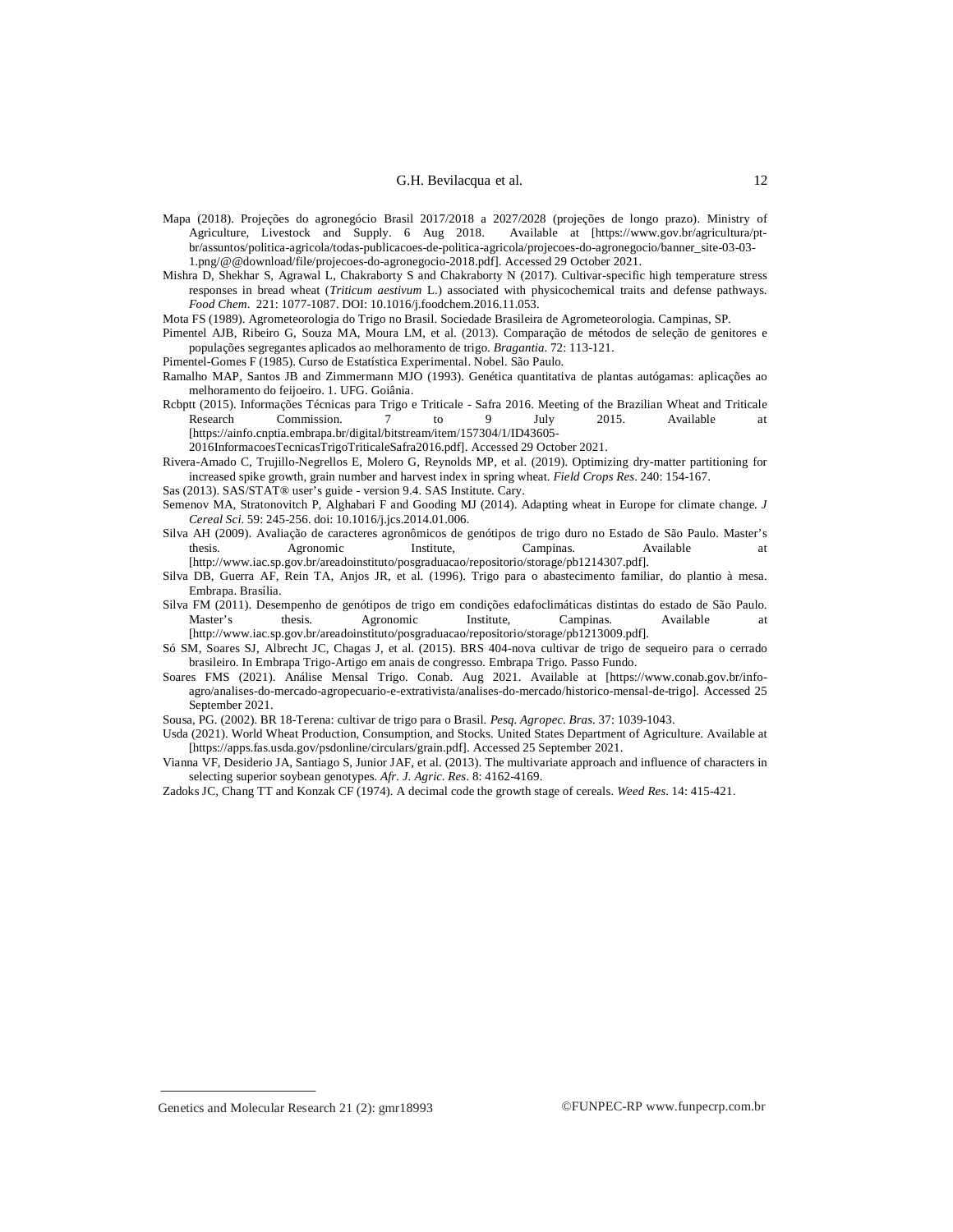Mapa (2018). Projeções do agronegócio Brasil 2017/2018 a 2027/2028 (projeções de longo prazo). Ministry of Agriculture, Livestock and Supply. 6 Aug 2018. Available at [https://www.gov.br/agricultura/pt-br/assuntos/politica-agricola/todas-publicacoes-de-politica-agricola/projecoes-do-agronegocio/banner_site-03-03-1.png/@@download/file/projecoes-do-agronegocio-2018.pdf]. Accessed 29 October 2021.

Mishra D, Shekhar S, Agrawal L, Chakraborty S and Chakraborty N (2017). Cultivar-specific high temperature stress responses in bread wheat (*Triticum aestivum* L.) associated with physicochemical traits and defense pathways. *Food Chem*. 221: 1077-1087. DOI: 10.1016/j.foodchem.2016.11.053.

Mota FS (1989). Agrometeorologia do Trigo no Brasil. Sociedade Brasileira de Agrometeorologia. Campinas, SP.

Pimentel AJB, Ribeiro G, Souza MA, Moura LM, et al. (2013). Comparação de métodos de seleção de genitores e populações segregantes aplicados ao melhoramento de trigo. *Bragantia*. 72: 113-121.

Pimentel-Gomes F (1985). Curso de Estatística Experimental. Nobel. São Paulo.

Ramalho MAP, Santos JB and Zimmermann MJO (1993). Genética quantitativa de plantas autógamas: aplicações ao melhoramento do feijoeiro. 1. UFG. Goiânia.

Rcbptt (2015). Informações Técnicas para Trigo e Triticale - Safra 2016. Meeting of the Brazilian Wheat and Triticale Research Commission. 7 to 9 July 2015. Available at [https://ainfo.cnptia.embrapa.br/digital/bitstream/item/157304/1/ID43605-2016InformacoesTecnicasTrigoTriticaleSafra2016.pdf]. Accessed 29 October 2021.

Rivera-Amado C, Trujillo-Negrellos E, Molero G, Reynolds MP, et al. (2019). Optimizing dry-matter partitioning for increased spike growth, grain number and harvest index in spring wheat. *Field Crops Res*. 240: 154-167.

Sas (2013). SAS/STAT® user's guide - version 9.4. SAS Institute. Cary.

Semenov MA, Stratonovitch P, Alghabari F and Gooding MJ (2014). Adapting wheat in Europe for climate change. *J Cereal Sci*. 59: 245-256. doi: 10.1016/j.jcs.2014.01.006.

Silva AH (2009). Avaliação de caracteres agronômicos de genótipos de trigo duro no Estado de São Paulo. Master's thesis. Agronomic Institute, Campinas. Available at [http://www.iac.sp.gov.br/areadoinstituto/posgraduacao/repositorio/storage/pb1214307.pdf].

Silva DB, Guerra AF, Rein TA, Anjos JR, et al. (1996). Trigo para o abastecimento familiar, do plantio à mesa. Embrapa. Brasília.

Silva FM (2011). Desempenho de genótipos de trigo em condições edafoclimáticas distintas do estado de São Paulo. Master's thesis. Agronomic Institute, Campinas. Available at [http://www.iac.sp.gov.br/areadoinstituto/posgraduacao/repositorio/storage/pb1213009.pdf].

Só SM, Soares SJ, Albrecht JC, Chagas J, et al. (2015). BRS 404-nova cultivar de trigo de sequeiro para o cerrado brasileiro. In Embrapa Trigo-Artigo em anais de congresso. Embrapa Trigo. Passo Fundo.

Soares FMS (2021). Análise Mensal Trigo. Conab. Aug 2021. Available at [https://www.conab.gov.br/info-agro/analises-do-mercado-agropecuario-e-extrativista/analises-do-mercado/historico-mensal-de-trigo]. Accessed 25 September 2021.

Sousa, PG. (2002). BR 18-Terena: cultivar de trigo para o Brasil. *Pesq. Agropec. Bras*. 37: 1039-1043.

Usda (2021). World Wheat Production, Consumption, and Stocks. United States Department of Agriculture. Available at [https://apps.fas.usda.gov/psdonline/circulars/grain.pdf]. Accessed 25 September 2021.

Vianna VF, Desiderio JA, Santiago S, Junior JAF, et al. (2013). The multivariate approach and influence of characters in selecting superior soybean genotypes. *Afr. J. Agric. Res*. 8: 4162-4169.

Zadoks JC, Chang TT and Konzak CF (1974). A decimal code the growth stage of cereals. *Weed Res*. 14: 415-421.